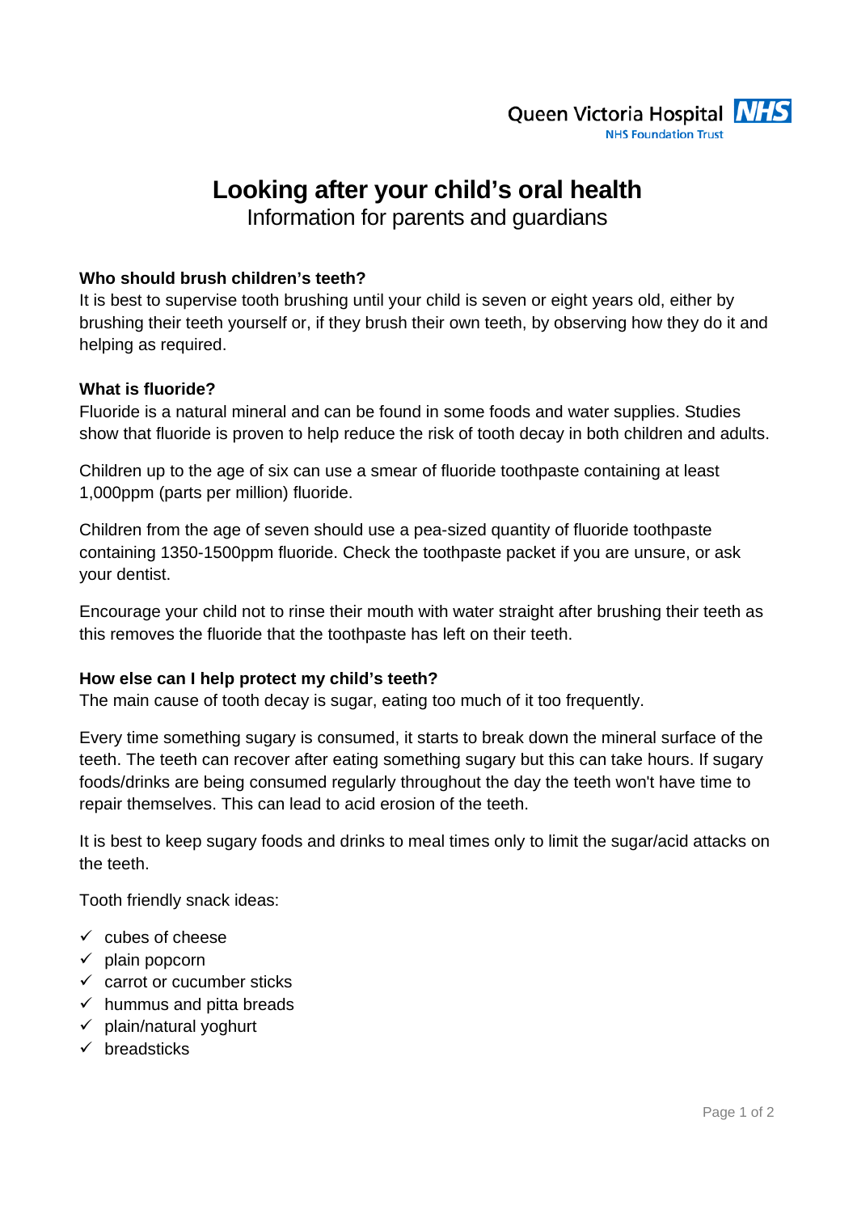Queen Victoria Hospital NHS
NHS Foundation Trust

# Looking after your child's oral health

Information for parents and guardians

### Who should brush children's teeth?

It is best to supervise tooth brushing until your child is seven or eight years old, either by brushing their teeth yourself or, if they brush their own teeth, by observing how they do it and helping as required.

### What is fluoride?

Fluoride is a natural mineral and can be found in some foods and water supplies. Studies show that fluoride is proven to help reduce the risk of tooth decay in both children and adults.

Children up to the age of six can use a smear of fluoride toothpaste containing at least 1,000ppm (parts per million) fluoride.

Children from the age of seven should use a pea-sized quantity of fluoride toothpaste containing 1350-1500ppm fluoride. Check the toothpaste packet if you are unsure, or ask your dentist.

Encourage your child not to rinse their mouth with water straight after brushing their teeth as this removes the fluoride that the toothpaste has left on their teeth.

### How else can I help protect my child's teeth?

The main cause of tooth decay is sugar, eating too much of it too frequently.

Every time something sugary is consumed, it starts to break down the mineral surface of the teeth. The teeth can recover after eating something sugary but this can take hours. If sugary foods/drinks are being consumed regularly throughout the day the teeth won't have time to repair themselves. This can lead to acid erosion of the teeth.

It is best to keep sugary foods and drinks to meal times only to limit the sugar/acid attacks on the teeth.

Tooth friendly snack ideas:

- ✓ cubes of cheese
- ✓ plain popcorn
- ✓ carrot or cucumber sticks
- ✓ hummus and pitta breads
- ✓ plain/natural yoghurt
- ✓ breadsticks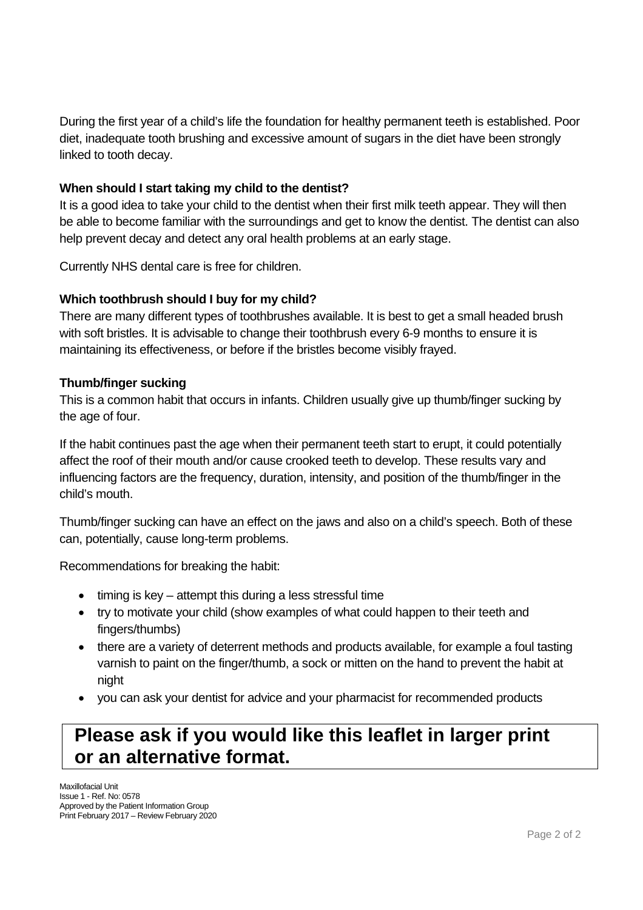During the first year of a child's life the foundation for healthy permanent teeth is established. Poor diet, inadequate tooth brushing and excessive amount of sugars in the diet have been strongly linked to tooth decay.

**When should I start taking my child to the dentist?**

It is a good idea to take your child to the dentist when their first milk teeth appear. They will then be able to become familiar with the surroundings and get to know the dentist. The dentist can also help prevent decay and detect any oral health problems at an early stage.

Currently NHS dental care is free for children.

**Which toothbrush should I buy for my child?**

There are many different types of toothbrushes available. It is best to get a small headed brush with soft bristles. It is advisable to change their toothbrush every 6-9 months to ensure it is maintaining its effectiveness, or before if the bristles become visibly frayed.

**Thumb/finger sucking**

This is a common habit that occurs in infants. Children usually give up thumb/finger sucking by the age of four.

If the habit continues past the age when their permanent teeth start to erupt, it could potentially affect the roof of their mouth and/or cause crooked teeth to develop. These results vary and influencing factors are the frequency, duration, intensity, and position of the thumb/finger in the child's mouth.

Thumb/finger sucking can have an effect on the jaws and also on a child's speech. Both of these can, potentially, cause long-term problems.

Recommendations for breaking the habit:

- timing is key – attempt this during a less stressful time
- try to motivate your child (show examples of what could happen to their teeth and fingers/thumbs)
- there are a variety of deterrent methods and products available, for example a foul tasting varnish to paint on the finger/thumb, a sock or mitten on the hand to prevent the habit at night
- you can ask your dentist for advice and your pharmacist for recommended products

**Please ask if you would like this leaflet in larger print or an alternative format.**

Maxillofacial Unit
Issue 1 - Ref. No: 0578
Approved by the Patient Information Group
Print February 2017 – Review February 2020